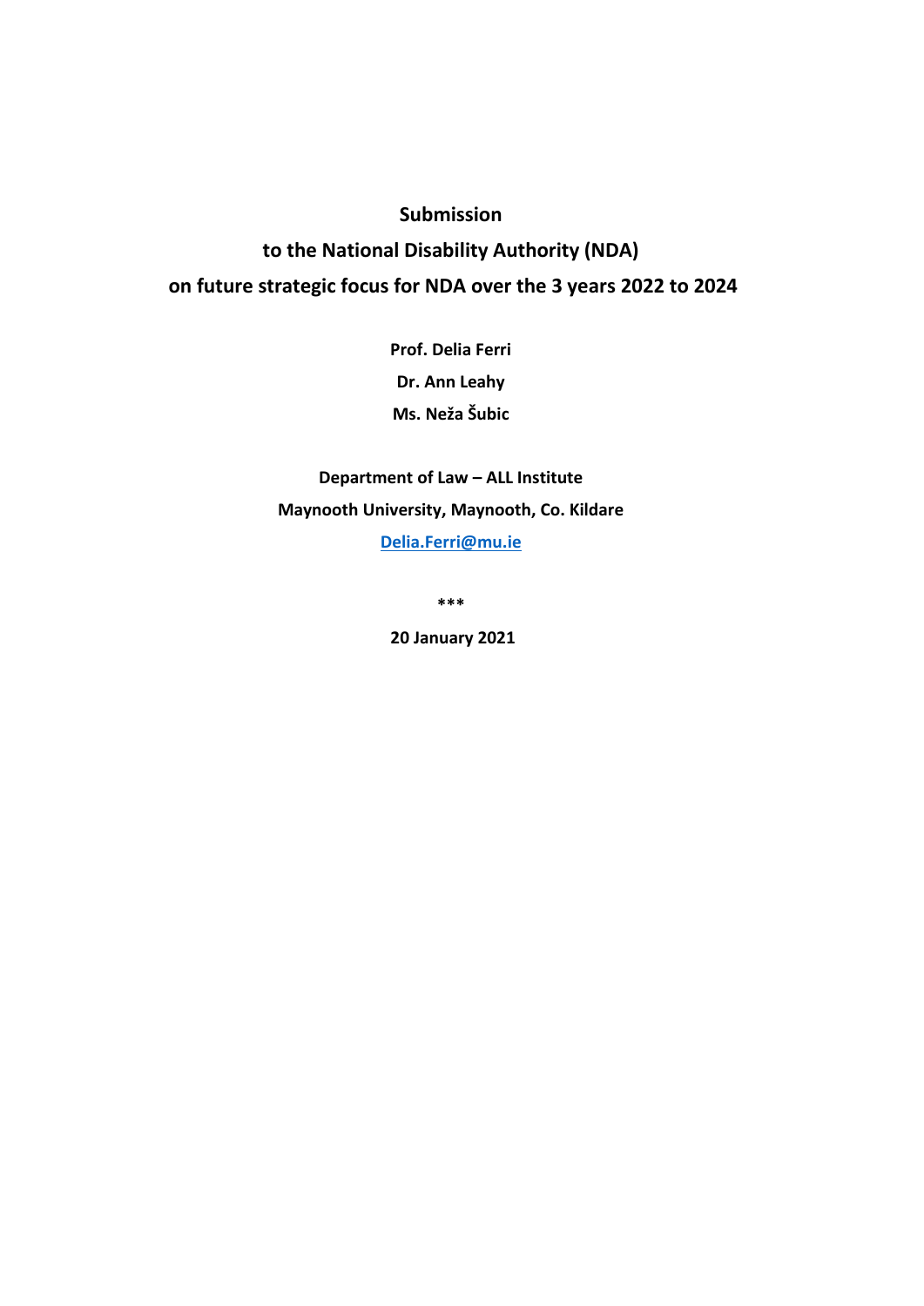**Submission**

**to the National Disability Authority (NDA)**

**on future strategic focus for NDA over the 3 years 2022 to 2024**

**Prof. Delia Ferri**

**Dr. Ann Leahy**

**Ms. Neža Šubic**

**Department of Law – ALL Institute**

**Maynooth University, Maynooth, Co. Kildare**

**[Delia.Ferri@mu.ie](mailto:Delia.Ferri@mu.ie)**

**\*\*\***

**20 January 2021**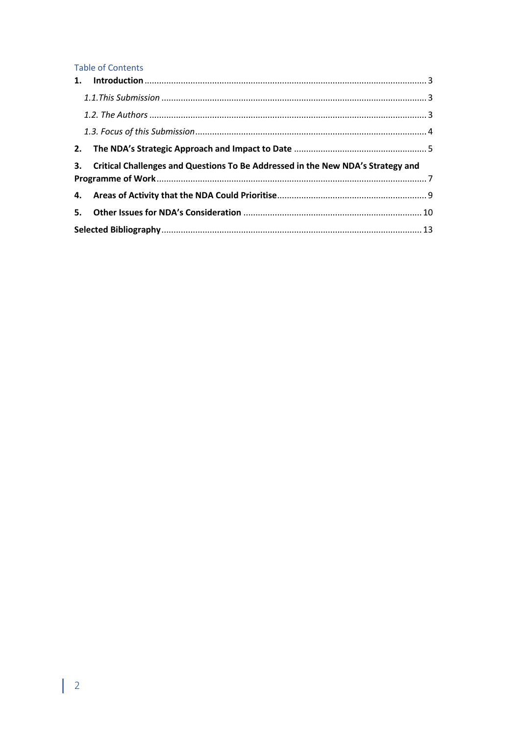## Table of Contents

**1. Introduction** .................................................. 3

*1.1. This Submission* .................................................. 3

*1.2. The Authors* .................................................. 3

*1.3. Focus of this Submission* .................................................. 4

**2. The NDA's Strategic Approach and Impact to Date** .................................................. 5

**3. Critical Challenges and Questions To Be Addressed in the New NDA's Strategy and Programme of Work** .................................................. 7

**4. Areas of Activity that the NDA Could Prioritise** .................................................. 9

**5. Other Issues for NDA's Consideration** .................................................. 10

**Selected Bibliography** .................................................. 13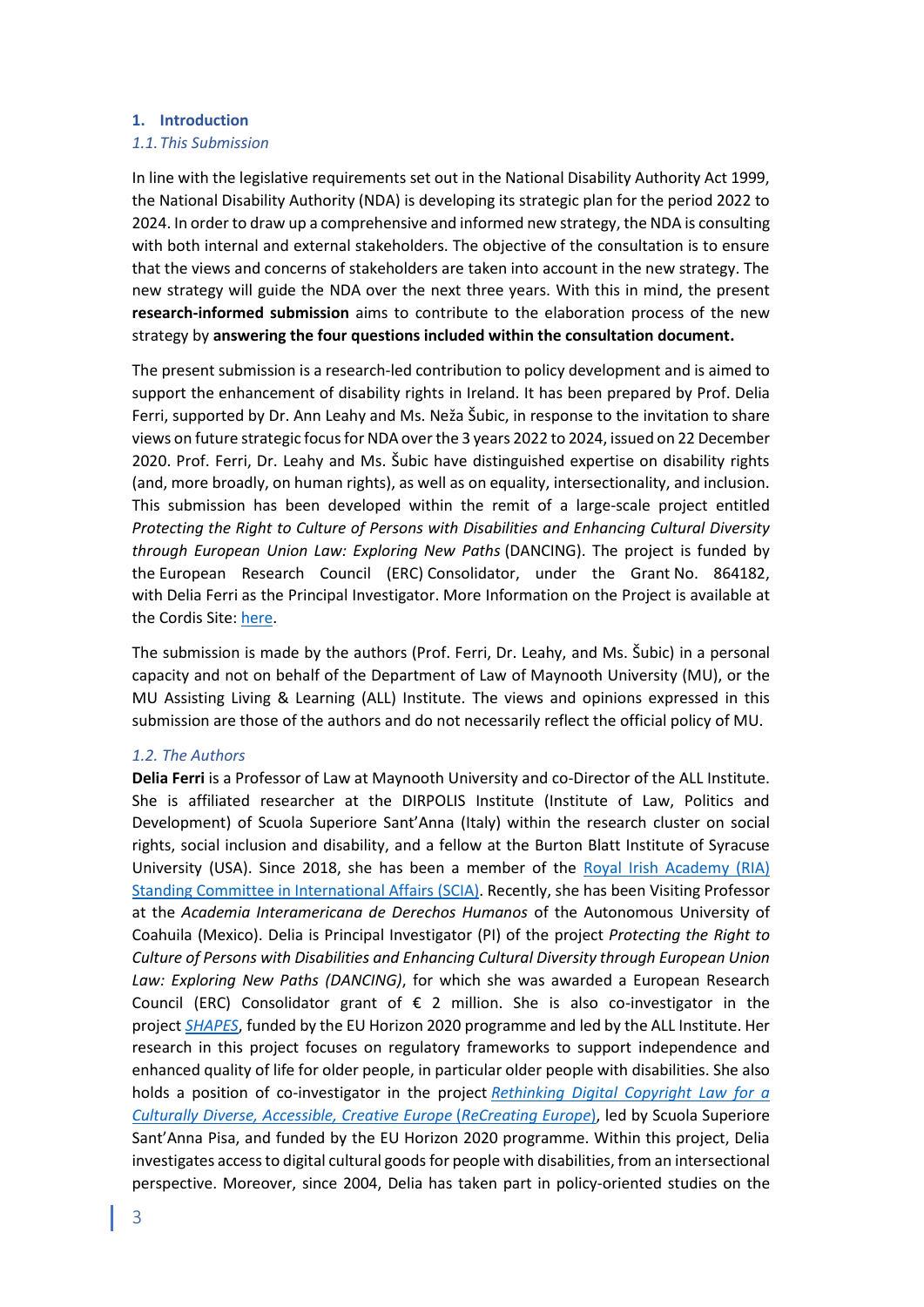## 1. Introduction

### 1.1. This Submission

In line with the legislative requirements set out in the National Disability Authority Act 1999, the National Disability Authority (NDA) is developing its strategic plan for the period 2022 to 2024. In order to draw up a comprehensive and informed new strategy, the NDA is consulting with both internal and external stakeholders. The objective of the consultation is to ensure that the views and concerns of stakeholders are taken into account in the new strategy. The new strategy will guide the NDA over the next three years. With this in mind, the present **research-informed submission** aims to contribute to the elaboration process of the new strategy by **answering the four questions included within the consultation document.**

The present submission is a research-led contribution to policy development and is aimed to support the enhancement of disability rights in Ireland. It has been prepared by Prof. Delia Ferri, supported by Dr. Ann Leahy and Ms. Neža Šubic, in response to the invitation to share views on future strategic focus for NDA over the 3 years 2022 to 2024, issued on 22 December 2020. Prof. Ferri, Dr. Leahy and Ms. Šubic have distinguished expertise on disability rights (and, more broadly, on human rights), as well as on equality, intersectionality, and inclusion. This submission has been developed within the remit of a large-scale project entitled *Protecting the Right to Culture of Persons with Disabilities and Enhancing Cultural Diversity through European Union Law: Exploring New Paths* (DANCING). The project is funded by the European Research Council (ERC) Consolidator, under the Grant No. 864182, with Delia Ferri as the Principal Investigator. More Information on the Project is available at the Cordis Site: here.

The submission is made by the authors (Prof. Ferri, Dr. Leahy, and Ms. Šubic) in a personal capacity and not on behalf of the Department of Law of Maynooth University (MU), or the MU Assisting Living & Learning (ALL) Institute. The views and opinions expressed in this submission are those of the authors and do not necessarily reflect the official policy of MU.

### 1.2. The Authors

**Delia Ferri** is a Professor of Law at Maynooth University and co-Director of the ALL Institute. She is affiliated researcher at the DIRPOLIS Institute (Institute of Law, Politics and Development) of Scuola Superiore Sant'Anna (Italy) within the research cluster on social rights, social inclusion and disability, and a fellow at the Burton Blatt Institute of Syracuse University (USA). Since 2018, she has been a member of the Royal Irish Academy (RIA) Standing Committee in International Affairs (SCIA). Recently, she has been Visiting Professor at the *Academia Interamericana de Derechos Humanos* of the Autonomous University of Coahuila (Mexico). Delia is Principal Investigator (PI) of the project *Protecting the Right to Culture of Persons with Disabilities and Enhancing Cultural Diversity through European Union Law: Exploring New Paths (DANCING)*, for which she was awarded a European Research Council (ERC) Consolidator grant of € 2 million. She is also co-investigator in the project *SHAPES*, funded by the EU Horizon 2020 programme and led by the ALL Institute. Her research in this project focuses on regulatory frameworks to support independence and enhanced quality of life for older people, in particular older people with disabilities. She also holds a position of co-investigator in the project *Rethinking Digital Copyright Law for a Culturally Diverse, Accessible, Creative Europe* (*ReCreating Europe*), led by Scuola Superiore Sant'Anna Pisa, and funded by the EU Horizon 2020 programme. Within this project, Delia investigates access to digital cultural goods for people with disabilities, from an intersectional perspective. Moreover, since 2004, Delia has taken part in policy-oriented studies on the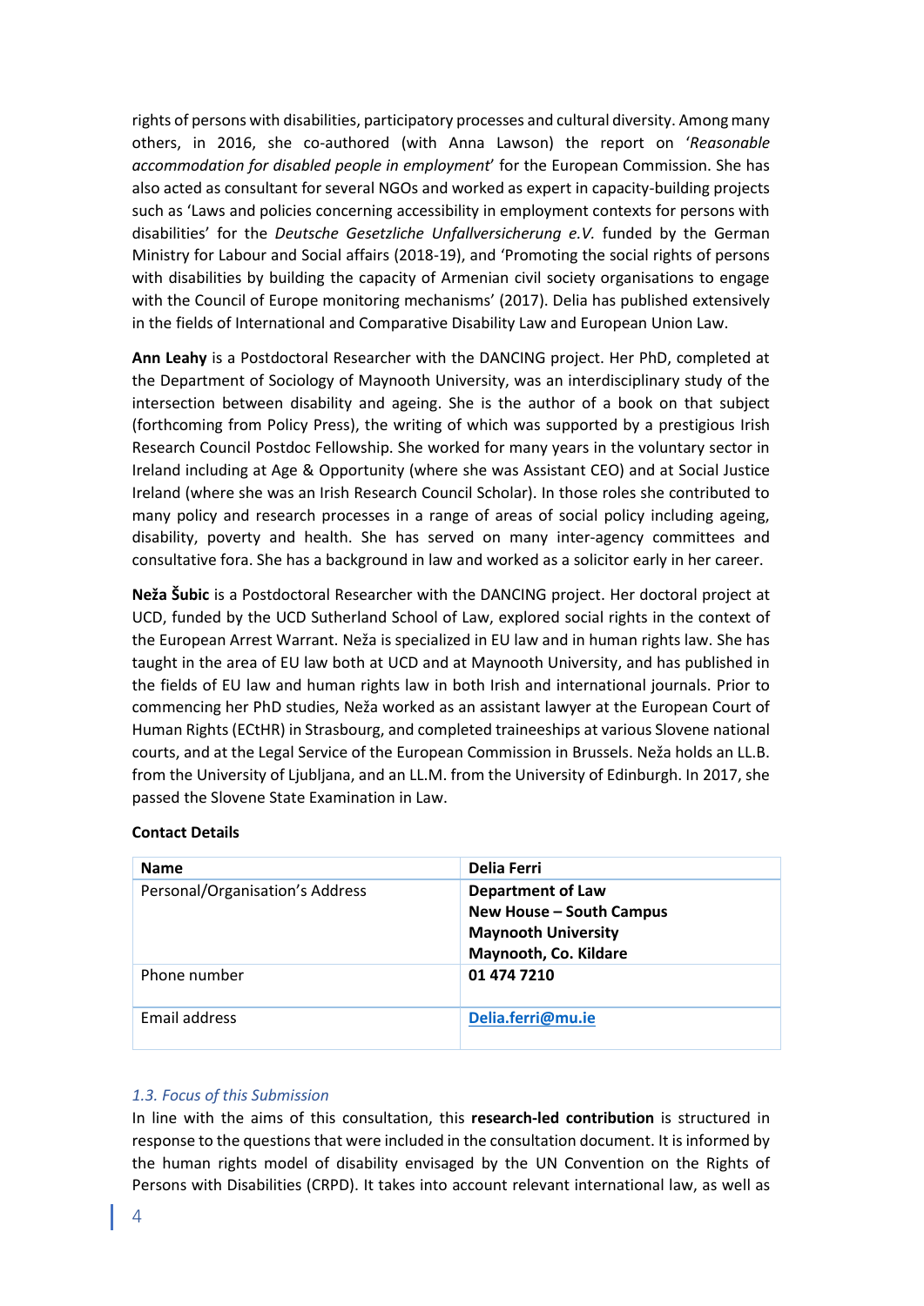rights of persons with disabilities, participatory processes and cultural diversity. Among many others, in 2016, she co-authored (with Anna Lawson) the report on '*Reasonable accommodation for disabled people in employment*' for the European Commission. She has also acted as consultant for several NGOs and worked as expert in capacity-building projects such as 'Laws and policies concerning accessibility in employment contexts for persons with disabilities' for the *Deutsche Gesetzliche Unfallversicherung e.V.* funded by the German Ministry for Labour and Social affairs (2018-19), and 'Promoting the social rights of persons with disabilities by building the capacity of Armenian civil society organisations to engage with the Council of Europe monitoring mechanisms' (2017). Delia has published extensively in the fields of International and Comparative Disability Law and European Union Law.

**Ann Leahy** is a Postdoctoral Researcher with the DANCING project. Her PhD, completed at the Department of Sociology of Maynooth University, was an interdisciplinary study of the intersection between disability and ageing. She is the author of a book on that subject (forthcoming from Policy Press), the writing of which was supported by a prestigious Irish Research Council Postdoc Fellowship. She worked for many years in the voluntary sector in Ireland including at Age & Opportunity (where she was Assistant CEO) and at Social Justice Ireland (where she was an Irish Research Council Scholar). In those roles she contributed to many policy and research processes in a range of areas of social policy including ageing, disability, poverty and health. She has served on many inter-agency committees and consultative fora. She has a background in law and worked as a solicitor early in her career.

**Neža Šubic** is a Postdoctoral Researcher with the DANCING project. Her doctoral project at UCD, funded by the UCD Sutherland School of Law, explored social rights in the context of the European Arrest Warrant. Neža is specialized in EU law and in human rights law. She has taught in the area of EU law both at UCD and at Maynooth University, and has published in the fields of EU law and human rights law in both Irish and international journals. Prior to commencing her PhD studies, Neža worked as an assistant lawyer at the European Court of Human Rights (ECtHR) in Strasbourg, and completed traineeships at various Slovene national courts, and at the Legal Service of the European Commission in Brussels. Neža holds an LL.B. from the University of Ljubljana, and an LL.M. from the University of Edinburgh. In 2017, she passed the Slovene State Examination in Law.

**Contact Details**

| **Name** | **Delia Ferri** |
|---|---|
| Personal/Organisation's Address | **Department of Law**<br>**New House – South Campus**<br>**Maynooth University**<br>**Maynooth, Co. Kildare** |
| Phone number | **01 474 7210** |
| Email address | **Delia.ferri@mu.ie** |

### *1.3. Focus of this Submission*

In line with the aims of this consultation, this **research-led contribution** is structured in response to the questions that were included in the consultation document. It is informed by the human rights model of disability envisaged by the UN Convention on the Rights of Persons with Disabilities (CRPD). It takes into account relevant international law, as well as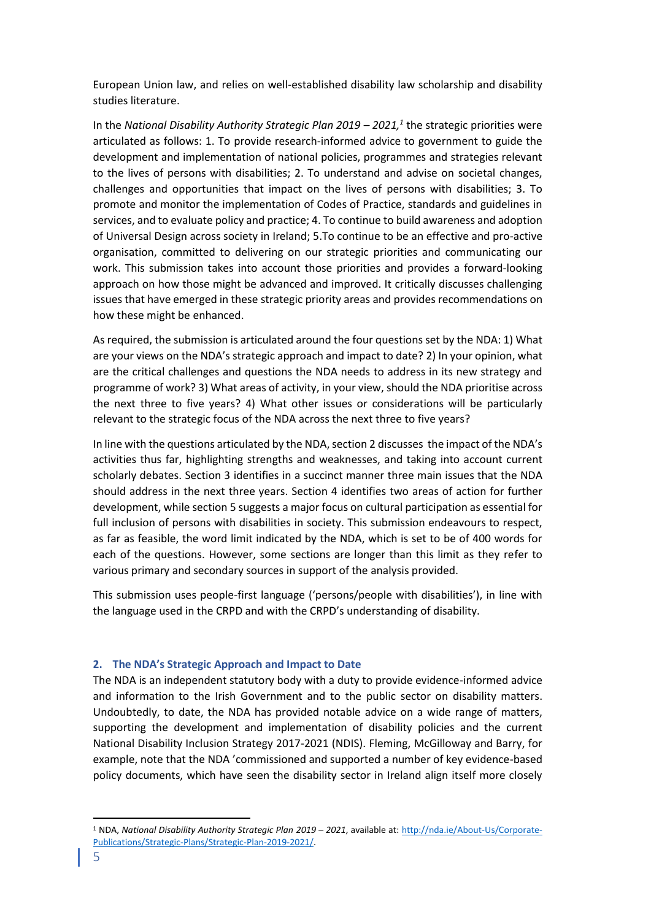European Union law, and relies on well-established disability law scholarship and disability studies literature.

In the *National Disability Authority Strategic Plan 2019 – 2021,*[1] the strategic priorities were articulated as follows: 1. To provide research-informed advice to government to guide the development and implementation of national policies, programmes and strategies relevant to the lives of persons with disabilities; 2. To understand and advise on societal changes, challenges and opportunities that impact on the lives of persons with disabilities; 3. To promote and monitor the implementation of Codes of Practice, standards and guidelines in services, and to evaluate policy and practice; 4. To continue to build awareness and adoption of Universal Design across society in Ireland; 5.To continue to be an effective and pro-active organisation, committed to delivering on our strategic priorities and communicating our work. This submission takes into account those priorities and provides a forward-looking approach on how those might be advanced and improved. It critically discusses challenging issues that have emerged in these strategic priority areas and provides recommendations on how these might be enhanced.

As required, the submission is articulated around the four questions set by the NDA: 1) What are your views on the NDA's strategic approach and impact to date? 2) In your opinion, what are the critical challenges and questions the NDA needs to address in its new strategy and programme of work? 3) What areas of activity, in your view, should the NDA prioritise across the next three to five years? 4) What other issues or considerations will be particularly relevant to the strategic focus of the NDA across the next three to five years?

In line with the questions articulated by the NDA, section 2 discusses the impact of the NDA's activities thus far, highlighting strengths and weaknesses, and taking into account current scholarly debates. Section 3 identifies in a succinct manner three main issues that the NDA should address in the next three years. Section 4 identifies two areas of action for further development, while section 5 suggests a major focus on cultural participation as essential for full inclusion of persons with disabilities in society. This submission endeavours to respect, as far as feasible, the word limit indicated by the NDA, which is set to be of 400 words for each of the questions. However, some sections are longer than this limit as they refer to various primary and secondary sources in support of the analysis provided.

This submission uses people-first language ('persons/people with disabilities'), in line with the language used in the CRPD and with the CRPD's understanding of disability.

## 2. The NDA's Strategic Approach and Impact to Date

The NDA is an independent statutory body with a duty to provide evidence-informed advice and information to the Irish Government and to the public sector on disability matters. Undoubtedly, to date, the NDA has provided notable advice on a wide range of matters, supporting the development and implementation of disability policies and the current National Disability Inclusion Strategy 2017-2021 (NDIS). Fleming, McGilloway and Barry, for example, note that the NDA 'commissioned and supported a number of key evidence-based policy documents, which have seen the disability sector in Ireland align itself more closely

---

[1] NDA, *National Disability Authority Strategic Plan 2019 – 2021*, available at: http://nda.ie/About-Us/Corporate-Publications/Strategic-Plans/Strategic-Plan-2019-2021/.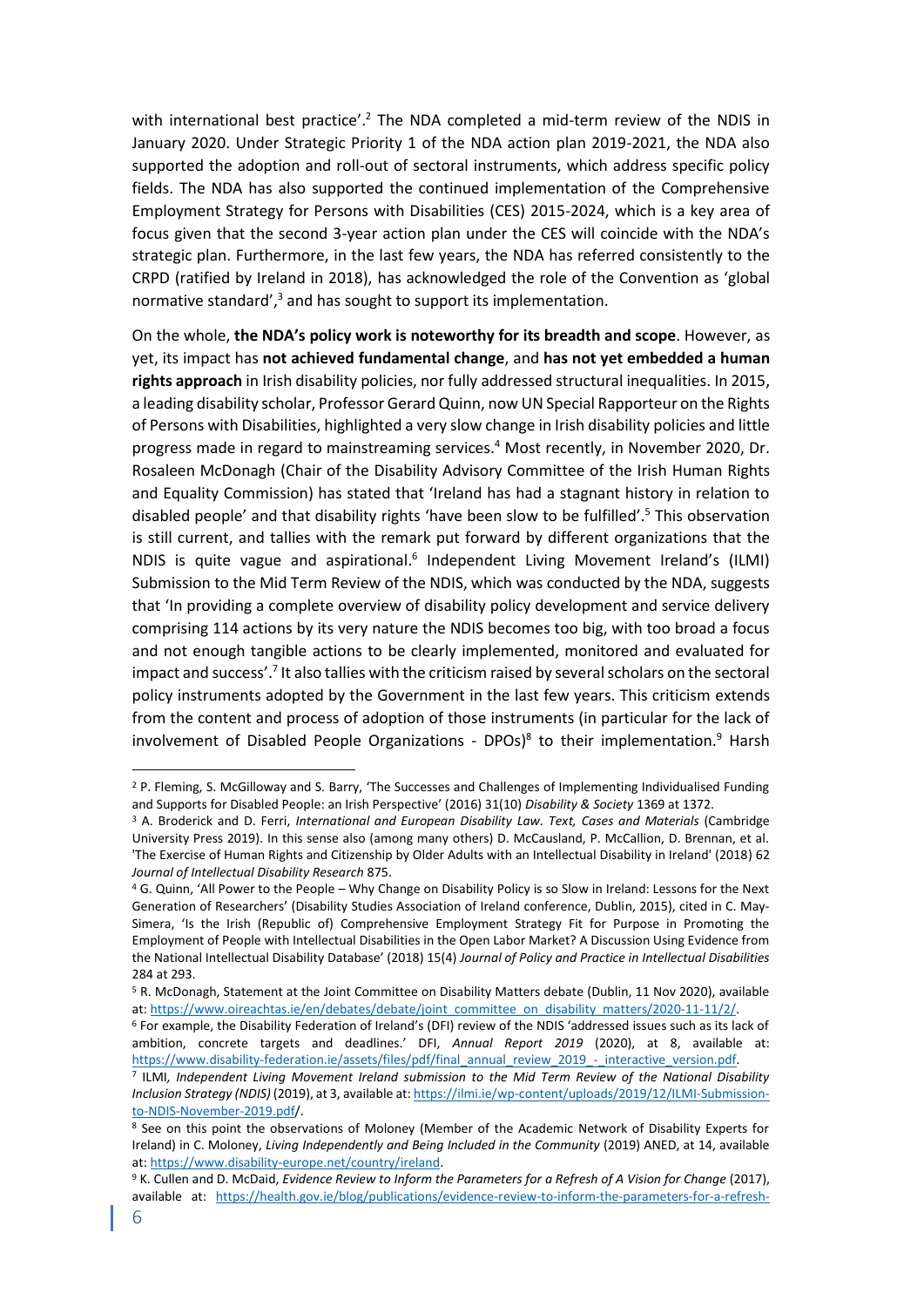with international best practice'.[2] The NDA completed a mid-term review of the NDIS in January 2020. Under Strategic Priority 1 of the NDA action plan 2019-2021, the NDA also supported the adoption and roll-out of sectoral instruments, which address specific policy fields. The NDA has also supported the continued implementation of the Comprehensive Employment Strategy for Persons with Disabilities (CES) 2015-2024, which is a key area of focus given that the second 3-year action plan under the CES will coincide with the NDA's strategic plan. Furthermore, in the last few years, the NDA has referred consistently to the CRPD (ratified by Ireland in 2018), has acknowledged the role of the Convention as 'global normative standard',[3] and has sought to support its implementation.

On the whole, **the NDA's policy work is noteworthy for its breadth and scope**. However, as yet, its impact has **not achieved fundamental change**, and **has not yet embedded a human rights approach** in Irish disability policies, nor fully addressed structural inequalities. In 2015, a leading disability scholar, Professor Gerard Quinn, now UN Special Rapporteur on the Rights of Persons with Disabilities, highlighted a very slow change in Irish disability policies and little progress made in regard to mainstreaming services.[4] Most recently, in November 2020, Dr. Rosaleen McDonagh (Chair of the Disability Advisory Committee of the Irish Human Rights and Equality Commission) has stated that 'Ireland has had a stagnant history in relation to disabled people' and that disability rights 'have been slow to be fulfilled'.[5] This observation is still current, and tallies with the remark put forward by different organizations that the NDIS is quite vague and aspirational.[6] Independent Living Movement Ireland's (ILMI) Submission to the Mid Term Review of the NDIS, which was conducted by the NDA, suggests that 'In providing a complete overview of disability policy development and service delivery comprising 114 actions by its very nature the NDIS becomes too big, with too broad a focus and not enough tangible actions to be clearly implemented, monitored and evaluated for impact and success'.[7] It also tallies with the criticism raised by several scholars on the sectoral policy instruments adopted by the Government in the last few years. This criticism extends from the content and process of adoption of those instruments (in particular for the lack of involvement of Disabled People Organizations - DPOs)[8] to their implementation.[9] Harsh

---

[2] P. Fleming, S. McGilloway and S. Barry, 'The Successes and Challenges of Implementing Individualised Funding and Supports for Disabled People: an Irish Perspective' (2016) 31(10) *Disability & Society* 1369 at 1372.

[3] A. Broderick and D. Ferri, *International and European Disability Law. Text, Cases and Materials* (Cambridge University Press 2019). In this sense also (among many others) D. McCausland, P. McCallion, D. Brennan, et al. 'The Exercise of Human Rights and Citizenship by Older Adults with an Intellectual Disability in Ireland' (2018) 62 *Journal of Intellectual Disability Research* 875.

[4] G. Quinn, 'All Power to the People – Why Change on Disability Policy is so Slow in Ireland: Lessons for the Next Generation of Researchers' (Disability Studies Association of Ireland conference, Dublin, 2015), cited in C. May-Simera, 'Is the Irish (Republic of) Comprehensive Employment Strategy Fit for Purpose in Promoting the Employment of People with Intellectual Disabilities in the Open Labor Market? A Discussion Using Evidence from the National Intellectual Disability Database' (2018) 15(4) *Journal of Policy and Practice in Intellectual Disabilities* 284 at 293.

[5] R. McDonagh, Statement at the Joint Committee on Disability Matters debate (Dublin, 11 Nov 2020), available at: https://www.oireachtas.ie/en/debates/debate/joint_committee_on_disability_matters/2020-11-11/2/.

[6] For example, the Disability Federation of Ireland's (DFI) review of the NDIS 'addressed issues such as its lack of ambition, concrete targets and deadlines.' DFI, *Annual Report 2019* (2020), at 8, available at: https://www.disability-federation.ie/assets/files/pdf/final_annual_review_2019_-_interactive_version.pdf.

[7] ILMI*, Independent Living Movement Ireland submission to the Mid Term Review of the National Disability Inclusion Strategy (NDIS)* (2019), at 3, available at: https://ilmi.ie/wp-content/uploads/2019/12/ILMI-Submission-to-NDIS-November-2019.pdf/.

[8] See on this point the observations of Moloney (Member of the Academic Network of Disability Experts for Ireland) in C. Moloney, *Living Independently and Being Included in the Community* (2019) ANED, at 14, available at: https://www.disability-europe.net/country/ireland.

[9] K. Cullen and D. McDaid, *Evidence Review to Inform the Parameters for a Refresh of A Vision for Change* (2017), available at: https://health.gov.ie/blog/publications/evidence-review-to-inform-the-parameters-for-a-refresh-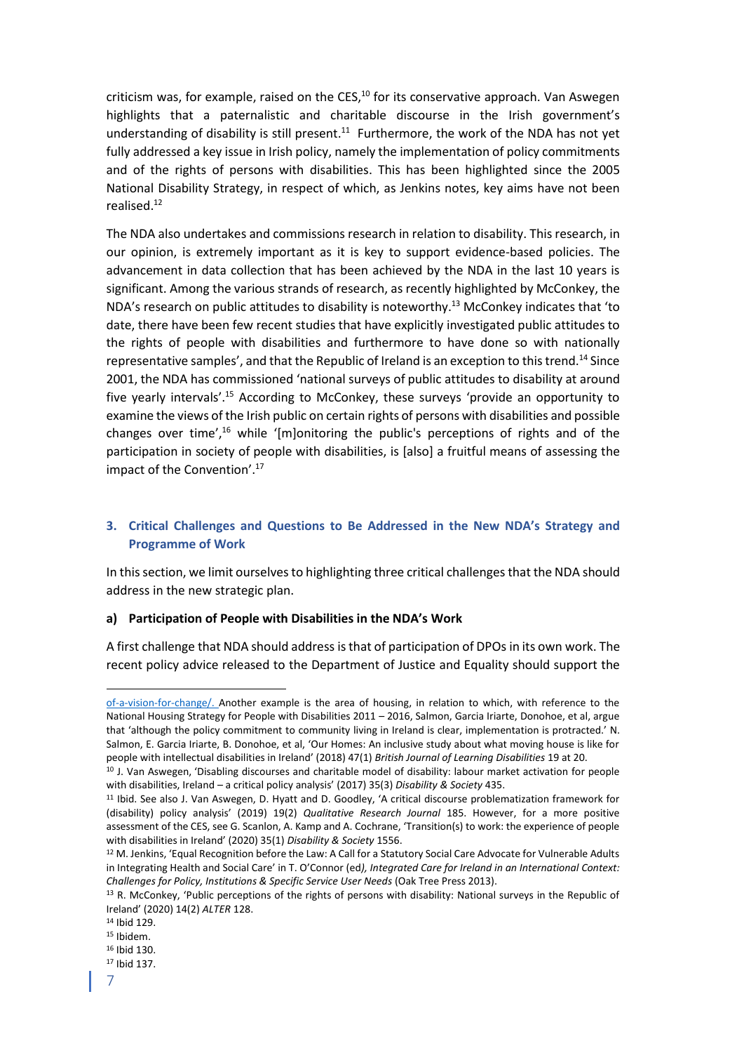criticism was, for example, raised on the CES,[10] for its conservative approach. Van Aswegen highlights that a paternalistic and charitable discourse in the Irish government's understanding of disability is still present.[11] Furthermore, the work of the NDA has not yet fully addressed a key issue in Irish policy, namely the implementation of policy commitments and of the rights of persons with disabilities. This has been highlighted since the 2005 National Disability Strategy, in respect of which, as Jenkins notes, key aims have not been realised.[12]

The NDA also undertakes and commissions research in relation to disability. This research, in our opinion, is extremely important as it is key to support evidence-based policies. The advancement in data collection that has been achieved by the NDA in the last 10 years is significant. Among the various strands of research, as recently highlighted by McConkey, the NDA's research on public attitudes to disability is noteworthy.[13] McConkey indicates that 'to date, there have been few recent studies that have explicitly investigated public attitudes to the rights of people with disabilities and furthermore to have done so with nationally representative samples', and that the Republic of Ireland is an exception to this trend.[14] Since 2001, the NDA has commissioned 'national surveys of public attitudes to disability at around five yearly intervals'.[15] According to McConkey, these surveys 'provide an opportunity to examine the views of the Irish public on certain rights of persons with disabilities and possible changes over time',[16] while '[m]onitoring the public's perceptions of rights and of the participation in society of people with disabilities, is [also] a fruitful means of assessing the impact of the Convention'.[17]

## 3. Critical Challenges and Questions to Be Addressed in the New NDA's Strategy and Programme of Work

In this section, we limit ourselves to highlighting three critical challenges that the NDA should address in the new strategic plan.

### a) Participation of People with Disabilities in the NDA's Work

A first challenge that NDA should address is that of participation of DPOs in its own work. The recent policy advice released to the Department of Justice and Equality should support the

---

of-a-vision-for-change/. Another example is the area of housing, in relation to which, with reference to the National Housing Strategy for People with Disabilities 2011 – 2016, Salmon, Garcia Iriarte, Donohoe, et al, argue that 'although the policy commitment to community living in Ireland is clear, implementation is protracted.' N. Salmon, E. Garcia Iriarte, B. Donohoe, et al, 'Our Homes: An inclusive study about what moving house is like for people with intellectual disabilities in Ireland' (2018) 47(1) *British Journal of Learning Disabilities* 19 at 20.

[10] J. Van Aswegen, 'Disabling discourses and charitable model of disability: labour market activation for people with disabilities, Ireland – a critical policy analysis' (2017) 35(3) *Disability & Society* 435.

[11] Ibid. See also J. Van Aswegen, D. Hyatt and D. Goodley, 'A critical discourse problematization framework for (disability) policy analysis' (2019) 19(2) *Qualitative Research Journal* 185. However, for a more positive assessment of the CES, see G. Scanlon, A. Kamp and A. Cochrane, 'Transition(s) to work: the experience of people with disabilities in Ireland' (2020) 35(1) *Disability & Society* 1556.

[12] M. Jenkins, 'Equal Recognition before the Law: A Call for a Statutory Social Care Advocate for Vulnerable Adults in Integrating Health and Social Care' in T. O'Connor (ed*), Integrated Care for Ireland in an International Context: Challenges for Policy, Institutions & Specific Service User Needs* (Oak Tree Press 2013).

[13] R. McConkey, 'Public perceptions of the rights of persons with disability: National surveys in the Republic of Ireland' (2020) 14(2) *ALTER* 128.

[14] Ibid 129.

[15] Ibidem.

[16] Ibid 130.

[17] Ibid 137.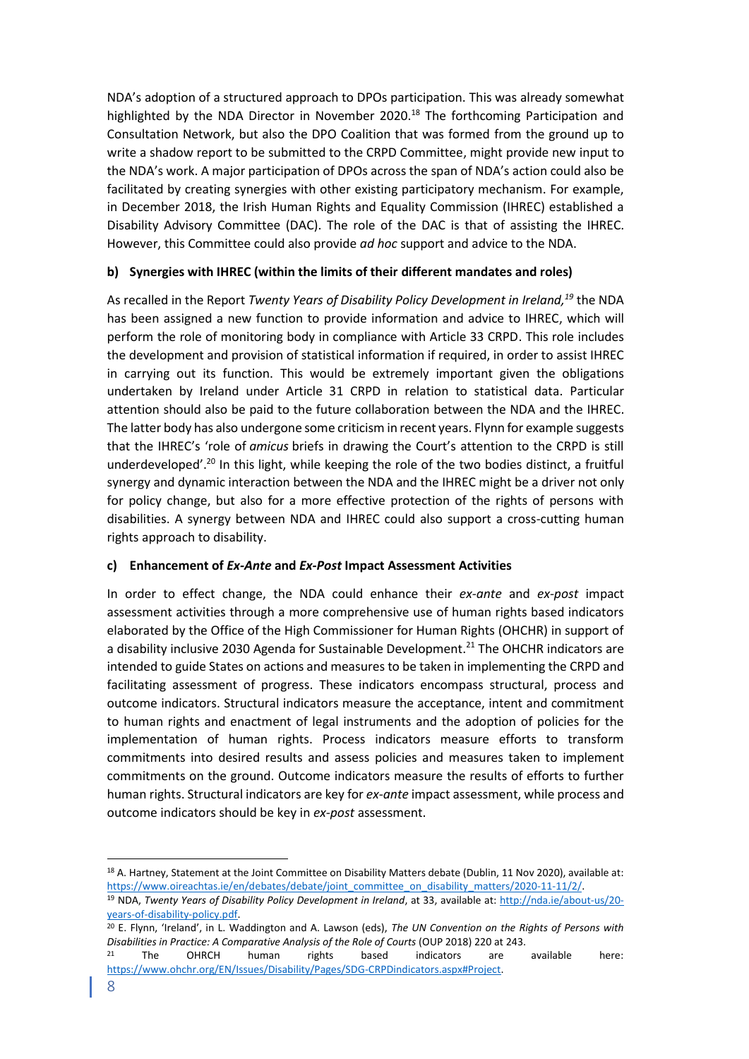NDA's adoption of a structured approach to DPOs participation. This was already somewhat highlighted by the NDA Director in November 2020.[18] The forthcoming Participation and Consultation Network, but also the DPO Coalition that was formed from the ground up to write a shadow report to be submitted to the CRPD Committee, might provide new input to the NDA's work. A major participation of DPOs across the span of NDA's action could also be facilitated by creating synergies with other existing participatory mechanism. For example, in December 2018, the Irish Human Rights and Equality Commission (IHREC) established a Disability Advisory Committee (DAC). The role of the DAC is that of assisting the IHREC. However, this Committee could also provide *ad hoc* support and advice to the NDA.

**b) Synergies with IHREC (within the limits of their different mandates and roles)**

As recalled in the Report *Twenty Years of Disability Policy Development in Ireland,*[19] the NDA has been assigned a new function to provide information and advice to IHREC, which will perform the role of monitoring body in compliance with Article 33 CRPD. This role includes the development and provision of statistical information if required, in order to assist IHREC in carrying out its function. This would be extremely important given the obligations undertaken by Ireland under Article 31 CRPD in relation to statistical data. Particular attention should also be paid to the future collaboration between the NDA and the IHREC. The latter body has also undergone some criticism in recent years. Flynn for example suggests that the IHREC's 'role of *amicus* briefs in drawing the Court's attention to the CRPD is still underdeveloped'.[20] In this light, while keeping the role of the two bodies distinct, a fruitful synergy and dynamic interaction between the NDA and the IHREC might be a driver not only for policy change, but also for a more effective protection of the rights of persons with disabilities. A synergy between NDA and IHREC could also support a cross-cutting human rights approach to disability.

**c) Enhancement of *Ex-Ante* and *Ex-Post* Impact Assessment Activities**

In order to effect change, the NDA could enhance their *ex-ante* and *ex-post* impact assessment activities through a more comprehensive use of human rights based indicators elaborated by the Office of the High Commissioner for Human Rights (OHCHR) in support of a disability inclusive 2030 Agenda for Sustainable Development.[21] The OHCHR indicators are intended to guide States on actions and measures to be taken in implementing the CRPD and facilitating assessment of progress. These indicators encompass structural, process and outcome indicators. Structural indicators measure the acceptance, intent and commitment to human rights and enactment of legal instruments and the adoption of policies for the implementation of human rights. Process indicators measure efforts to transform commitments into desired results and assess policies and measures taken to implement commitments on the ground. Outcome indicators measure the results of efforts to further human rights. Structural indicators are key for *ex-ante* impact assessment, while process and outcome indicators should be key in *ex-post* assessment.

---

[18] A. Hartney, Statement at the Joint Committee on Disability Matters debate (Dublin, 11 Nov 2020), available at: https://www.oireachtas.ie/en/debates/debate/joint_committee_on_disability_matters/2020-11-11/2/.

[19] NDA, *Twenty Years of Disability Policy Development in Ireland*, at 33, available at: http://nda.ie/about-us/20-years-of-disability-policy.pdf.

[20] E. Flynn, 'Ireland', in L. Waddington and A. Lawson (eds), *The UN Convention on the Rights of Persons with Disabilities in Practice: A Comparative Analysis of the Role of Courts* (OUP 2018) 220 at 243.

[21] The OHRCH human rights based indicators are available here: https://www.ohchr.org/EN/Issues/Disability/Pages/SDG-CRPDindicators.aspx#Project.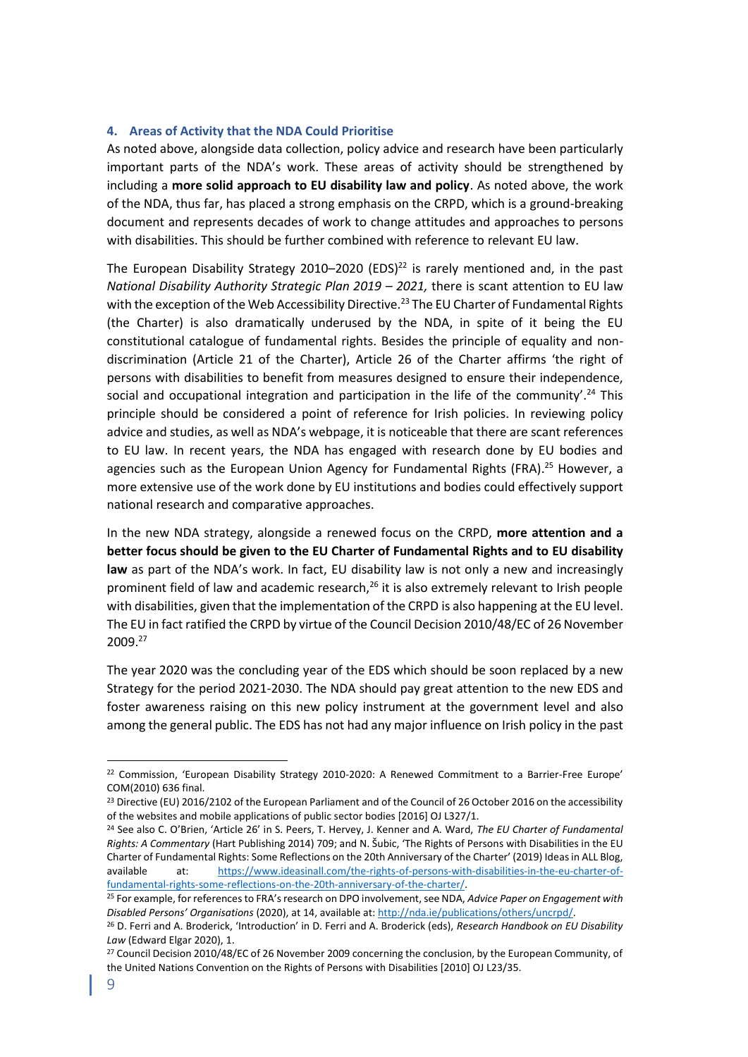## 4. Areas of Activity that the NDA Could Prioritise

As noted above, alongside data collection, policy advice and research have been particularly important parts of the NDA's work. These areas of activity should be strengthened by including a **more solid approach to EU disability law and policy**. As noted above, the work of the NDA, thus far, has placed a strong emphasis on the CRPD, which is a ground-breaking document and represents decades of work to change attitudes and approaches to persons with disabilities. This should be further combined with reference to relevant EU law.

The European Disability Strategy 2010–2020 (EDS)[22] is rarely mentioned and, in the past *National Disability Authority Strategic Plan 2019 – 2021,* there is scant attention to EU law with the exception of the Web Accessibility Directive.[23] The EU Charter of Fundamental Rights (the Charter) is also dramatically underused by the NDA, in spite of it being the EU constitutional catalogue of fundamental rights. Besides the principle of equality and non-discrimination (Article 21 of the Charter), Article 26 of the Charter affirms 'the right of persons with disabilities to benefit from measures designed to ensure their independence, social and occupational integration and participation in the life of the community'.[24] This principle should be considered a point of reference for Irish policies. In reviewing policy advice and studies, as well as NDA's webpage, it is noticeable that there are scant references to EU law. In recent years, the NDA has engaged with research done by EU bodies and agencies such as the European Union Agency for Fundamental Rights (FRA).[25] However, a more extensive use of the work done by EU institutions and bodies could effectively support national research and comparative approaches.

In the new NDA strategy, alongside a renewed focus on the CRPD, **more attention and a better focus should be given to the EU Charter of Fundamental Rights and to EU disability law** as part of the NDA's work. In fact, EU disability law is not only a new and increasingly prominent field of law and academic research,[26] it is also extremely relevant to Irish people with disabilities, given that the implementation of the CRPD is also happening at the EU level. The EU in fact ratified the CRPD by virtue of the Council Decision 2010/48/EC of 26 November 2009.[27]

The year 2020 was the concluding year of the EDS which should be soon replaced by a new Strategy for the period 2021-2030. The NDA should pay great attention to the new EDS and foster awareness raising on this new policy instrument at the government level and also among the general public. The EDS has not had any major influence on Irish policy in the past

---

[22] Commission, 'European Disability Strategy 2010-2020: A Renewed Commitment to a Barrier-Free Europe' COM(2010) 636 final.

[23] Directive (EU) 2016/2102 of the European Parliament and of the Council of 26 October 2016 on the accessibility of the websites and mobile applications of public sector bodies [2016] OJ L327/1.

[24] See also C. O'Brien, 'Article 26' in S. Peers, T. Hervey, J. Kenner and A. Ward, *The EU Charter of Fundamental Rights: A Commentary* (Hart Publishing 2014) 709; and N. Šubic, 'The Rights of Persons with Disabilities in the EU Charter of Fundamental Rights: Some Reflections on the 20th Anniversary of the Charter' (2019) Ideas in ALL Blog, available at: https://www.ideasinall.com/the-rights-of-persons-with-disabilities-in-the-eu-charter-of-fundamental-rights-some-reflections-on-the-20th-anniversary-of-the-charter/.

[25] For example, for references to FRA's research on DPO involvement, see NDA, *Advice Paper on Engagement with Disabled Persons' Organisations* (2020), at 14, available at: http://nda.ie/publications/others/uncrpd/.

[26] D. Ferri and A. Broderick, 'Introduction' in D. Ferri and A. Broderick (eds), *Research Handbook on EU Disability Law* (Edward Elgar 2020), 1.

[27] Council Decision 2010/48/EC of 26 November 2009 concerning the conclusion, by the European Community, of the United Nations Convention on the Rights of Persons with Disabilities [2010] OJ L23/35.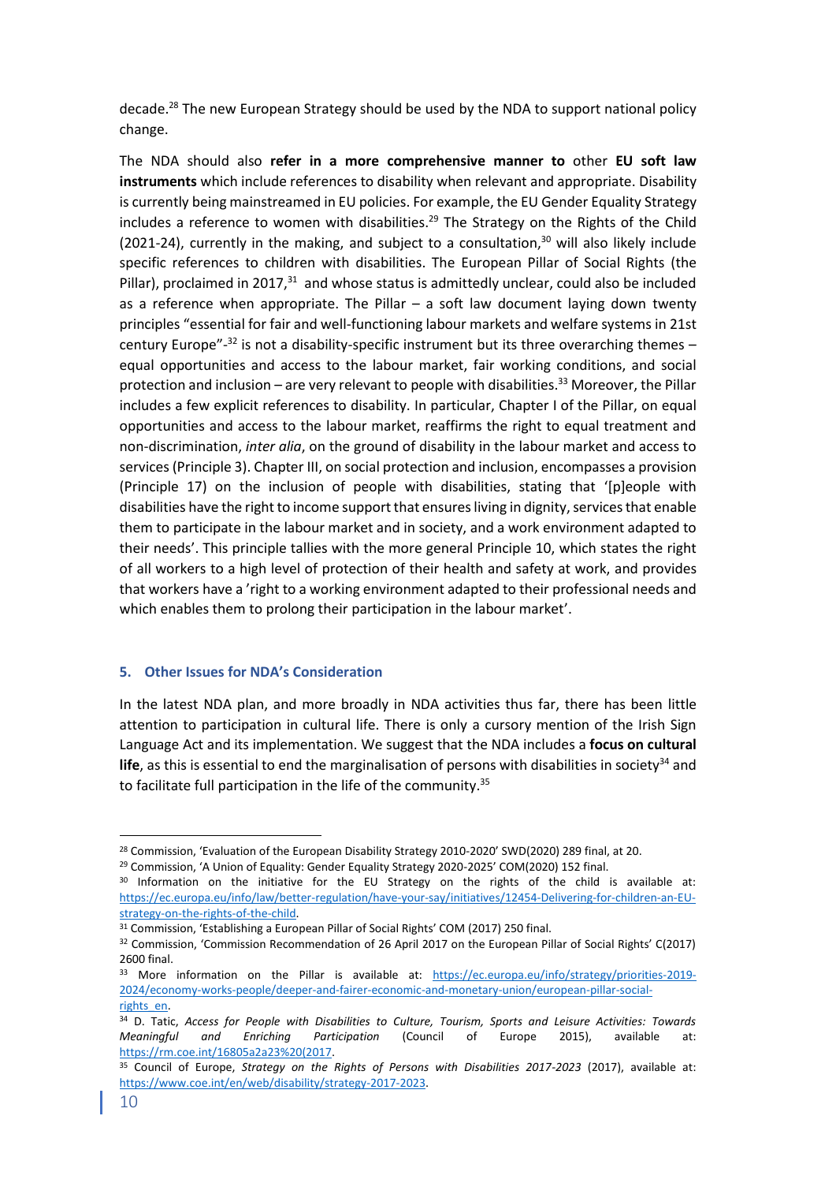decade.[28] The new European Strategy should be used by the NDA to support national policy change.

The NDA should also **refer in a more comprehensive manner to** other **EU soft law instruments** which include references to disability when relevant and appropriate. Disability is currently being mainstreamed in EU policies. For example, the EU Gender Equality Strategy includes a reference to women with disabilities.[29] The Strategy on the Rights of the Child (2021-24), currently in the making, and subject to a consultation,[30] will also likely include specific references to children with disabilities. The European Pillar of Social Rights (the Pillar), proclaimed in 2017,[31] and whose status is admittedly unclear, could also be included as a reference when appropriate. The Pillar – a soft law document laying down twenty principles "essential for fair and well-functioning labour markets and welfare systems in 21st century Europe"-[32] is not a disability-specific instrument but its three overarching themes – equal opportunities and access to the labour market, fair working conditions, and social protection and inclusion – are very relevant to people with disabilities.[33] Moreover, the Pillar includes a few explicit references to disability. In particular, Chapter I of the Pillar, on equal opportunities and access to the labour market, reaffirms the right to equal treatment and non-discrimination, *inter alia*, on the ground of disability in the labour market and access to services (Principle 3). Chapter III, on social protection and inclusion, encompasses a provision (Principle 17) on the inclusion of people with disabilities, stating that '[p]eople with disabilities have the right to income support that ensures living in dignity, services that enable them to participate in the labour market and in society, and a work environment adapted to their needs'. This principle tallies with the more general Principle 10, which states the right of all workers to a high level of protection of their health and safety at work, and provides that workers have a 'right to a working environment adapted to their professional needs and which enables them to prolong their participation in the labour market'.

## 5. Other Issues for NDA's Consideration

In the latest NDA plan, and more broadly in NDA activities thus far, there has been little attention to participation in cultural life. There is only a cursory mention of the Irish Sign Language Act and its implementation. We suggest that the NDA includes a **focus on cultural life**, as this is essential to end the marginalisation of persons with disabilities in society[34] and to facilitate full participation in the life of the community.[35]

---

[28] Commission, 'Evaluation of the European Disability Strategy 2010-2020' SWD(2020) 289 final, at 20.

[29] Commission, 'A Union of Equality: Gender Equality Strategy 2020-2025' COM(2020) 152 final.

[30] Information on the initiative for the EU Strategy on the rights of the child is available at: https://ec.europa.eu/info/law/better-regulation/have-your-say/initiatives/12454-Delivering-for-children-an-EU-strategy-on-the-rights-of-the-child.

[31] Commission, 'Establishing a European Pillar of Social Rights' COM (2017) 250 final.

[32] Commission, 'Commission Recommendation of 26 April 2017 on the European Pillar of Social Rights' C(2017) 2600 final.

[33] More information on the Pillar is available at: https://ec.europa.eu/info/strategy/priorities-2019-2024/economy-works-people/deeper-and-fairer-economic-and-monetary-union/european-pillar-social-rights_en.

[34] D. Tatic, *Access for People with Disabilities to Culture, Tourism, Sports and Leisure Activities: Towards Meaningful and Enriching Participation* (Council of Europe 2015), available at: https://rm.coe.int/16805a2a23%20(2017.

[35] Council of Europe, *Strategy on the Rights of Persons with Disabilities 2017-2023* (2017), available at: https://www.coe.int/en/web/disability/strategy-2017-2023.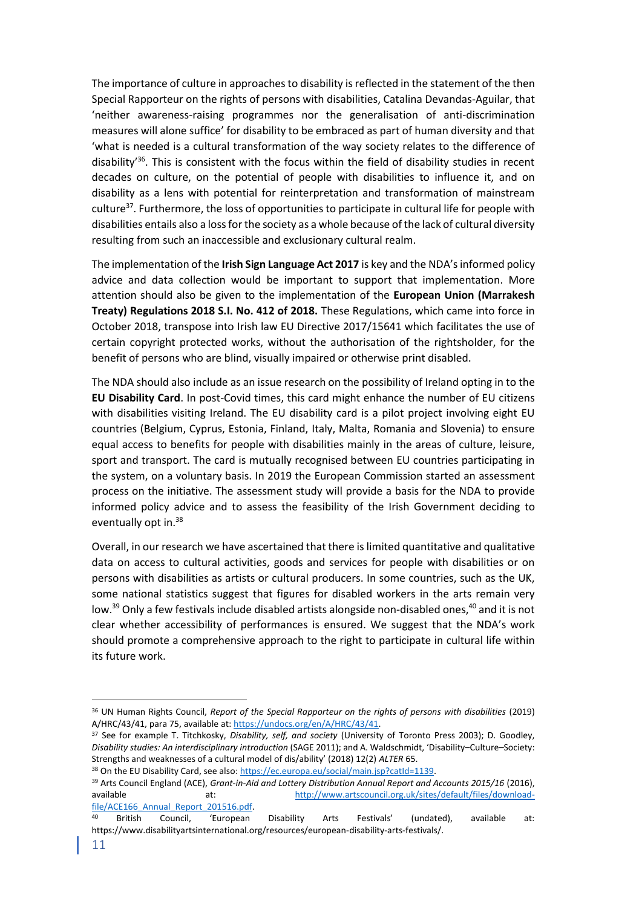The importance of culture in approaches to disability is reflected in the statement of the then Special Rapporteur on the rights of persons with disabilities, Catalina Devandas-Aguilar, that 'neither awareness-raising programmes nor the generalisation of anti-discrimination measures will alone suffice' for disability to be embraced as part of human diversity and that 'what is needed is a cultural transformation of the way society relates to the difference of disability'[36]. This is consistent with the focus within the field of disability studies in recent decades on culture, on the potential of people with disabilities to influence it, and on disability as a lens with potential for reinterpretation and transformation of mainstream culture[37]. Furthermore, the loss of opportunities to participate in cultural life for people with disabilities entails also a loss for the society as a whole because of the lack of cultural diversity resulting from such an inaccessible and exclusionary cultural realm.

The implementation of the **Irish Sign Language Act 2017** is key and the NDA's informed policy advice and data collection would be important to support that implementation. More attention should also be given to the implementation of the **European Union (Marrakesh Treaty) Regulations 2018 S.I. No. 412 of 2018.** These Regulations, which came into force in October 2018, transpose into Irish law EU Directive 2017/15641 which facilitates the use of certain copyright protected works, without the authorisation of the rightsholder, for the benefit of persons who are blind, visually impaired or otherwise print disabled.

The NDA should also include as an issue research on the possibility of Ireland opting in to the **EU Disability Card**. In post-Covid times, this card might enhance the number of EU citizens with disabilities visiting Ireland. The EU disability card is a pilot project involving eight EU countries (Belgium, Cyprus, Estonia, Finland, Italy, Malta, Romania and Slovenia) to ensure equal access to benefits for people with disabilities mainly in the areas of culture, leisure, sport and transport. The card is mutually recognised between EU countries participating in the system, on a voluntary basis. In 2019 the European Commission started an assessment process on the initiative. The assessment study will provide a basis for the NDA to provide informed policy advice and to assess the feasibility of the Irish Government deciding to eventually opt in.[38]

Overall, in our research we have ascertained that there is limited quantitative and qualitative data on access to cultural activities, goods and services for people with disabilities or on persons with disabilities as artists or cultural producers. In some countries, such as the UK, some national statistics suggest that figures for disabled workers in the arts remain very low.[39] Only a few festivals include disabled artists alongside non-disabled ones,[40] and it is not clear whether accessibility of performances is ensured. We suggest that the NDA's work should promote a comprehensive approach to the right to participate in cultural life within its future work.

---

[36] UN Human Rights Council, *Report of the Special Rapporteur on the rights of persons with disabilities* (2019) A/HRC/43/41, para 75, available at: https://undocs.org/en/A/HRC/43/41.

[37] See for example T. Titchkosky, *Disability, self, and society* (University of Toronto Press 2003); D. Goodley, *Disability studies: An interdisciplinary introduction* (SAGE 2011); and A. Waldschmidt, 'Disability–Culture–Society: Strengths and weaknesses of a cultural model of dis/ability' (2018) 12(2) *ALTER* 65.

[38] On the EU Disability Card, see also: https://ec.europa.eu/social/main.jsp?catId=1139.

[39] Arts Council England (ACE), *Grant-in-Aid and Lottery Distribution Annual Report and Accounts 2015/16* (2016), available at: http://www.artscouncil.org.uk/sites/default/files/download-file/ACE166_Annual_Report_201516.pdf.

[40] British Council, 'European Disability Arts Festivals' (undated), available at: https://www.disabilityartsinternational.org/resources/european-disability-arts-festivals/.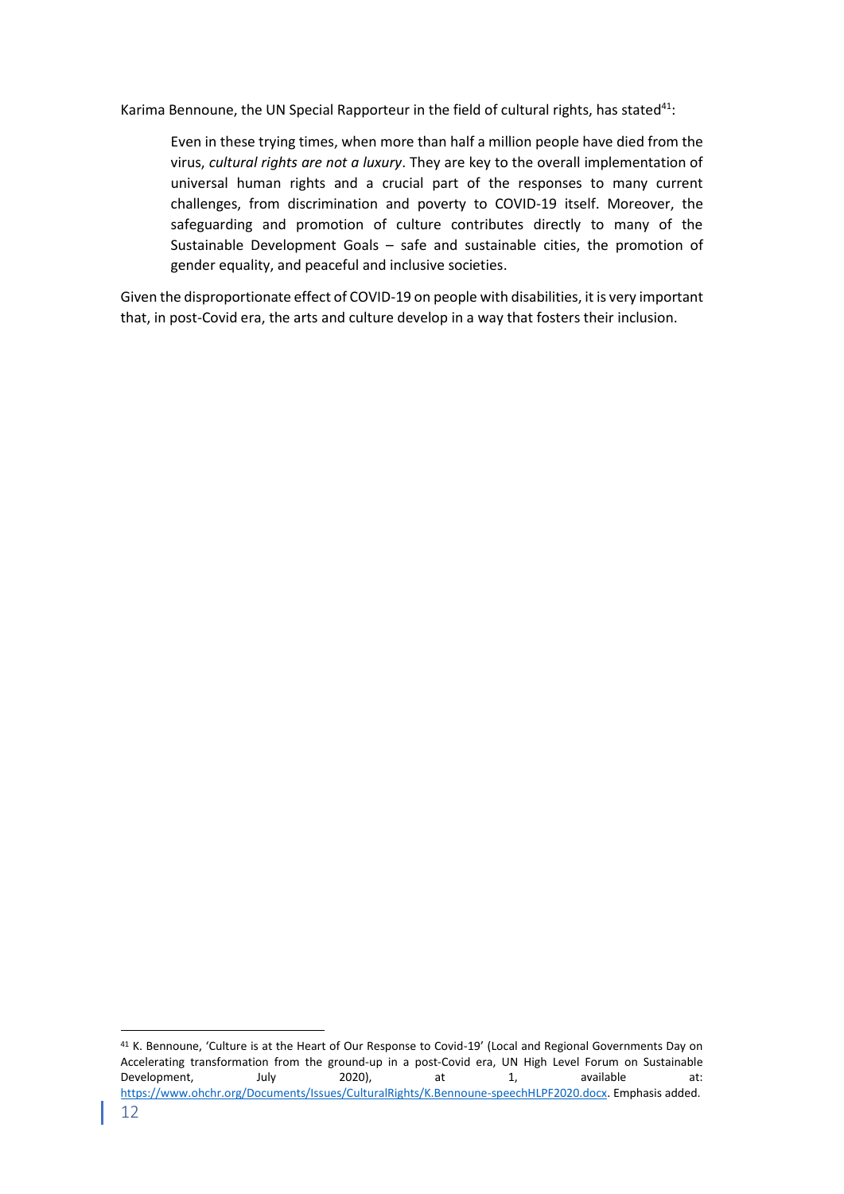Karima Bennoune, the UN Special Rapporteur in the field of cultural rights, has stated[41]:

> Even in these trying times, when more than half a million people have died from the virus, *cultural rights are not a luxury*. They are key to the overall implementation of universal human rights and a crucial part of the responses to many current challenges, from discrimination and poverty to COVID-19 itself. Moreover, the safeguarding and promotion of culture contributes directly to many of the Sustainable Development Goals – safe and sustainable cities, the promotion of gender equality, and peaceful and inclusive societies.

Given the disproportionate effect of COVID-19 on people with disabilities, it is very important that, in post-Covid era, the arts and culture develop in a way that fosters their inclusion.

---

[41] K. Bennoune, 'Culture is at the Heart of Our Response to Covid-19' (Local and Regional Governments Day on Accelerating transformation from the ground-up in a post-Covid era, UN High Level Forum on Sustainable Development, July 2020), at 1, available at: https://www.ohchr.org/Documents/Issues/CulturalRights/K.Bennoune-speechHLPF2020.docx. Emphasis added.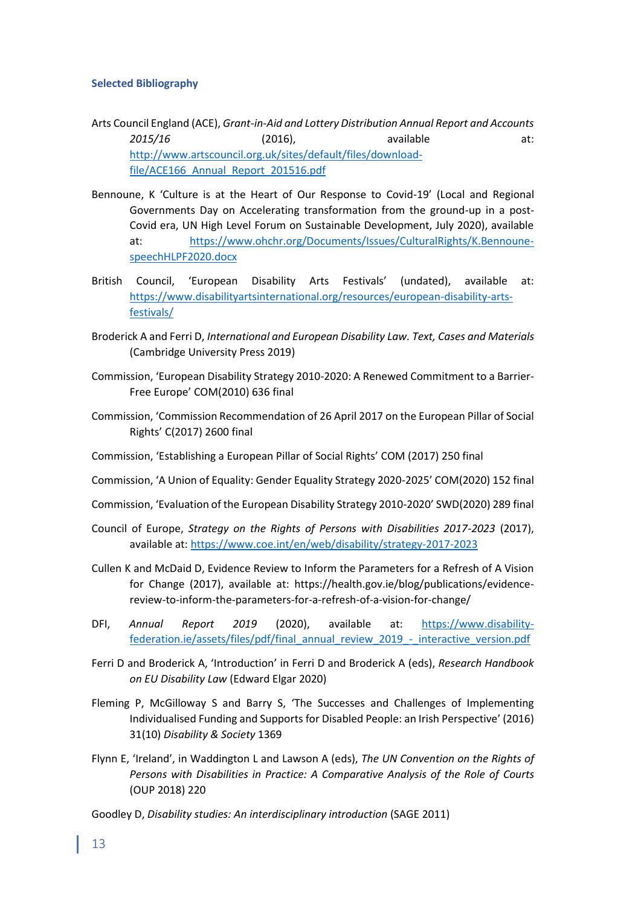### Selected Bibliography

Arts Council England (ACE), *Grant-in-Aid and Lottery Distribution Annual Report and Accounts 2015/16* (2016), available at: [http://www.artscouncil.org.uk/sites/default/files/download-file/ACE166_Annual_Report_201516.pdf](http://www.artscouncil.org.uk/sites/default/files/download-file/ACE166_Annual_Report_201516.pdf)

Bennoune, K 'Culture is at the Heart of Our Response to Covid-19' (Local and Regional Governments Day on Accelerating transformation from the ground-up in a post-Covid era, UN High Level Forum on Sustainable Development, July 2020), available at: [https://www.ohchr.org/Documents/Issues/CulturalRights/K.Bennoune-speechHLPF2020.docx](https://www.ohchr.org/Documents/Issues/CulturalRights/K.Bennoune-speechHLPF2020.docx)

British Council, 'European Disability Arts Festivals' (undated), available at: [https://www.disabilityartsinternational.org/resources/european-disability-arts-festivals/](https://www.disabilityartsinternational.org/resources/european-disability-arts-festivals/)

Broderick A and Ferri D, *International and European Disability Law. Text, Cases and Materials* (Cambridge University Press 2019)

Commission, 'European Disability Strategy 2010-2020: A Renewed Commitment to a Barrier-Free Europe' COM(2010) 636 final

Commission, 'Commission Recommendation of 26 April 2017 on the European Pillar of Social Rights' C(2017) 2600 final

Commission, 'Establishing a European Pillar of Social Rights' COM (2017) 250 final

Commission, 'A Union of Equality: Gender Equality Strategy 2020-2025' COM(2020) 152 final

Commission, 'Evaluation of the European Disability Strategy 2010-2020' SWD(2020) 289 final

Council of Europe, *Strategy on the Rights of Persons with Disabilities 2017-2023* (2017), available at: [https://www.coe.int/en/web/disability/strategy-2017-2023](https://www.coe.int/en/web/disability/strategy-2017-2023)

Cullen K and McDaid D, Evidence Review to Inform the Parameters for a Refresh of A Vision for Change (2017), available at: https://health.gov.ie/blog/publications/evidence-review-to-inform-the-parameters-for-a-refresh-of-a-vision-for-change/

DFI, *Annual Report 2019* (2020), available at: [https://www.disability-federation.ie/assets/files/pdf/final_annual_review_2019_-_interactive_version.pdf](https://www.disability-federation.ie/assets/files/pdf/final_annual_review_2019_-_interactive_version.pdf)

Ferri D and Broderick A, 'Introduction' in Ferri D and Broderick A (eds), *Research Handbook on EU Disability Law* (Edward Elgar 2020)

Fleming P, McGilloway S and Barry S, 'The Successes and Challenges of Implementing Individualised Funding and Supports for Disabled People: an Irish Perspective' (2016) 31(10) *Disability & Society* 1369

Flynn E, 'Ireland', in Waddington L and Lawson A (eds), *The UN Convention on the Rights of Persons with Disabilities in Practice: A Comparative Analysis of the Role of Courts* (OUP 2018) 220

Goodley D, *Disability studies: An interdisciplinary introduction* (SAGE 2011)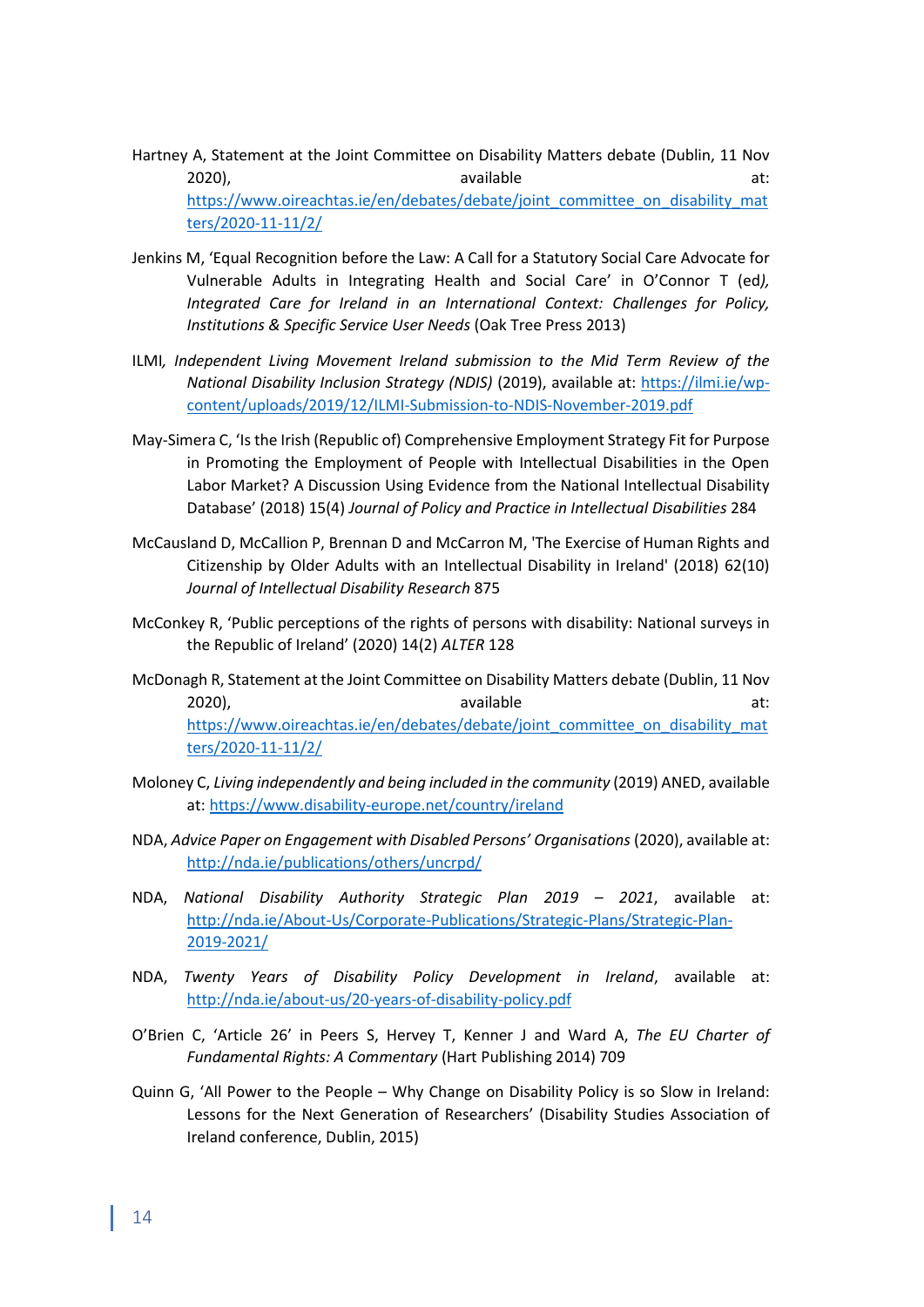Hartney A, Statement at the Joint Committee on Disability Matters debate (Dublin, 11 Nov 2020), available at: https://www.oireachtas.ie/en/debates/debate/joint_committee_on_disability_matters/2020-11-11/2/

Jenkins M, 'Equal Recognition before the Law: A Call for a Statutory Social Care Advocate for Vulnerable Adults in Integrating Health and Social Care' in O'Connor T (ed*), Integrated Care for Ireland in an International Context: Challenges for Policy, Institutions & Specific Service User Needs* (Oak Tree Press 2013)

ILMI*, Independent Living Movement Ireland submission to the Mid Term Review of the National Disability Inclusion Strategy (NDIS)* (2019), available at: https://ilmi.ie/wp-content/uploads/2019/12/ILMI-Submission-to-NDIS-November-2019.pdf

May-Simera C, 'Is the Irish (Republic of) Comprehensive Employment Strategy Fit for Purpose in Promoting the Employment of People with Intellectual Disabilities in the Open Labor Market? A Discussion Using Evidence from the National Intellectual Disability Database' (2018) 15(4) *Journal of Policy and Practice in Intellectual Disabilities* 284

McCausland D, McCallion P, Brennan D and McCarron M, 'The Exercise of Human Rights and Citizenship by Older Adults with an Intellectual Disability in Ireland' (2018) 62(10) *Journal of Intellectual Disability Research* 875

McConkey R, 'Public perceptions of the rights of persons with disability: National surveys in the Republic of Ireland' (2020) 14(2) *ALTER* 128

McDonagh R, Statement at the Joint Committee on Disability Matters debate (Dublin, 11 Nov 2020), available at: https://www.oireachtas.ie/en/debates/debate/joint_committee_on_disability_matters/2020-11-11/2/

Moloney C, *Living independently and being included in the community* (2019) ANED, available at: https://www.disability-europe.net/country/ireland

NDA, *Advice Paper on Engagement with Disabled Persons' Organisations* (2020), available at: http://nda.ie/publications/others/uncrpd/

NDA, *National Disability Authority Strategic Plan 2019 – 2021*, available at: http://nda.ie/About-Us/Corporate-Publications/Strategic-Plans/Strategic-Plan-2019-2021/

NDA, *Twenty Years of Disability Policy Development in Ireland*, available at: http://nda.ie/about-us/20-years-of-disability-policy.pdf

O'Brien C, 'Article 26' in Peers S, Hervey T, Kenner J and Ward A, *The EU Charter of Fundamental Rights: A Commentary* (Hart Publishing 2014) 709

Quinn G, 'All Power to the People – Why Change on Disability Policy is so Slow in Ireland: Lessons for the Next Generation of Researchers' (Disability Studies Association of Ireland conference, Dublin, 2015)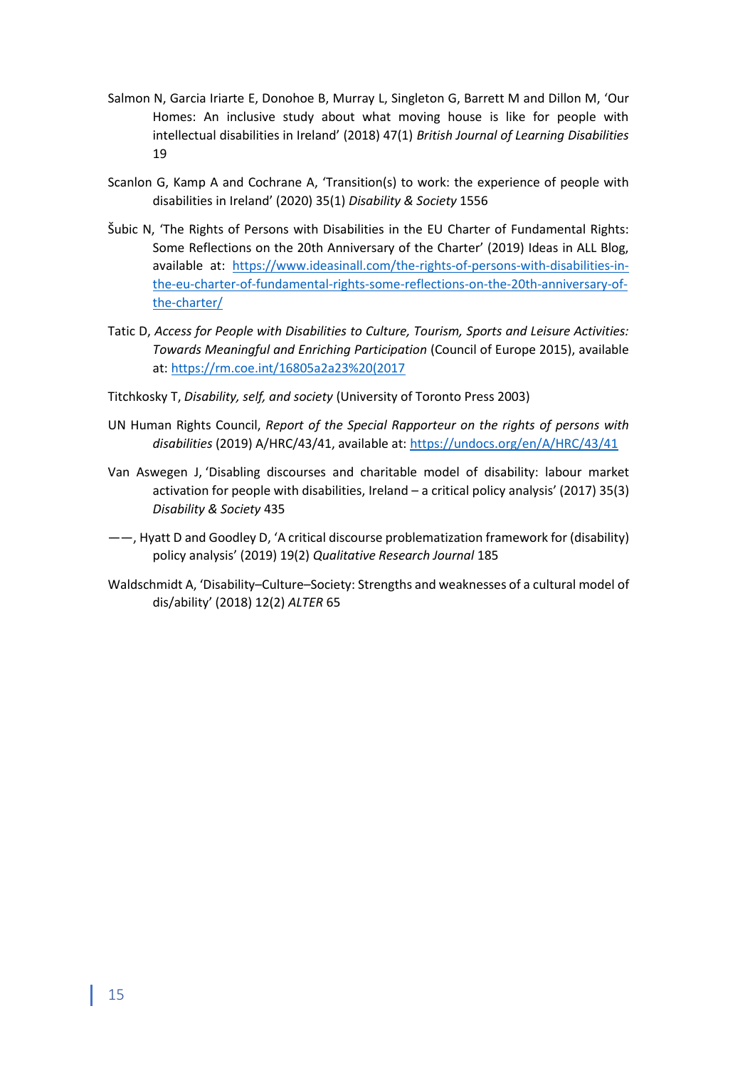Salmon N, Garcia Iriarte E, Donohoe B, Murray L, Singleton G, Barrett M and Dillon M, 'Our Homes: An inclusive study about what moving house is like for people with intellectual disabilities in Ireland' (2018) 47(1) *British Journal of Learning Disabilities* 19

Scanlon G, Kamp A and Cochrane A, 'Transition(s) to work: the experience of people with disabilities in Ireland' (2020) 35(1) *Disability & Society* 1556

Šubic N, 'The Rights of Persons with Disabilities in the EU Charter of Fundamental Rights: Some Reflections on the 20th Anniversary of the Charter' (2019) Ideas in ALL Blog, available at: [https://www.ideasinall.com/the-rights-of-persons-with-disabilities-in-the-eu-charter-of-fundamental-rights-some-reflections-on-the-20th-anniversary-of-the-charter/](https://www.ideasinall.com/the-rights-of-persons-with-disabilities-in-the-eu-charter-of-fundamental-rights-some-reflections-on-the-20th-anniversary-of-the-charter/)

Tatic D, *Access for People with Disabilities to Culture, Tourism, Sports and Leisure Activities: Towards Meaningful and Enriching Participation* (Council of Europe 2015), available at: [https://rm.coe.int/16805a2a23%20(2017](https://rm.coe.int/16805a2a23%20(2017)

Titchkosky T, *Disability, self, and society* (University of Toronto Press 2003)

UN Human Rights Council, *Report of the Special Rapporteur on the rights of persons with disabilities* (2019) A/HRC/43/41, available at: [https://undocs.org/en/A/HRC/43/41](https://undocs.org/en/A/HRC/43/41)

Van Aswegen J, 'Disabling discourses and charitable model of disability: labour market activation for people with disabilities, Ireland – a critical policy analysis' (2017) 35(3) *Disability & Society* 435

——, Hyatt D and Goodley D, 'A critical discourse problematization framework for (disability) policy analysis' (2019) 19(2) *Qualitative Research Journal* 185

Waldschmidt A, 'Disability–Culture–Society: Strengths and weaknesses of a cultural model of dis/ability' (2018) 12(2) *ALTER* 65